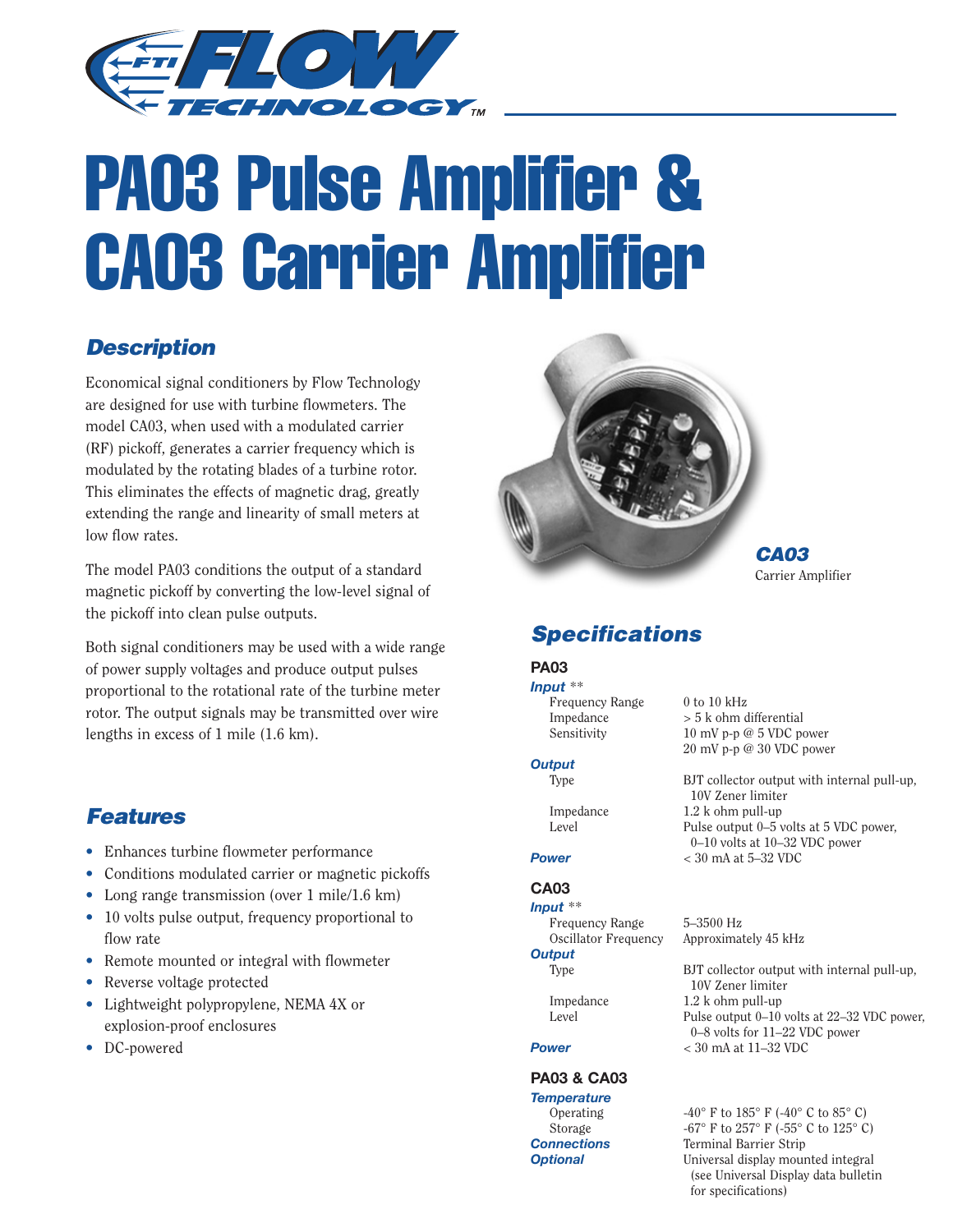FTI FLOW TECHNOLOGY™

# PA03 Pulse Amplifier & CA03 Carrier Amplifier

## Description

Economical signal conditioners by Flow Technology are designed for use with turbine flowmeters. The model CA03, when used with a modulated carrier (RF) pickoff, generates a carrier frequency which is modulated by the rotating blades of a turbine rotor. This eliminates the effects of magnetic drag, greatly extending the range and linearity of small meters at low flow rates.

The model PA03 conditions the output of a standard magnetic pickoff by converting the low-level signal of the pickoff into clean pulse outputs.

Both signal conditioners may be used with a wide range of power supply voltages and produce output pulses proportional to the rotational rate of the turbine meter rotor. The output signals may be transmitted over wire lengths in excess of 1 mile (1.6 km).

## Features

- Enhances turbine flowmeter performance
- Conditions modulated carrier or magnetic pickoffs
- Long range transmission (over 1 mile/1.6 km)
- 10 volts pulse output, frequency proportional to flow rate
- Remote mounted or integral with flowmeter
- Reverse voltage protected
- Lightweight polypropylene, NEMA 4X or explosion-proof enclosures
- DC-powered

***CA03***
Carrier Amplifier

## Specifications

### PA03

***Input*** **

| | |
|---|---|
| Frequency Range | 0 to 10 kHz |
| Impedance | > 5 k ohm differential |
| Sensitivity | 10 mV p-p @ 5 VDC power<br>20 mV p-p @ 30 VDC power |

***Output***

| | |
|---|---|
| Type | BJT collector output with internal pull-up, 10V Zener limiter |
| Impedance | 1.2 k ohm pull-up |
| Level | Pulse output 0–5 volts at 5 VDC power, 0–10 volts at 10–32 VDC power |

***Power*** < 30 mA at 5–32 VDC

### CA03

***Input*** **

| | |
|---|---|
| Frequency Range | 5–3500 Hz |
| Oscillator Frequency | Approximately 45 kHz |

***Output***

| | |
|---|---|
| Type | BJT collector output with internal pull-up, 10V Zener limiter |
| Impedance | 1.2 k ohm pull-up |
| Level | Pulse output 0–10 volts at 22–32 VDC power, 0–8 volts for 11–22 VDC power |

***Power*** < 30 mA at 11–32 VDC

### PA03 & CA03

***Temperature***

| | |
|---|---|
| Operating | -40° F to 185° F (-40° C to 85° C) |
| Storage | -67° F to 257° F (-55° C to 125° C) |

***Connections*** Terminal Barrier Strip

***Optional*** Universal display mounted integral (see Universal Display data bulletin for specifications)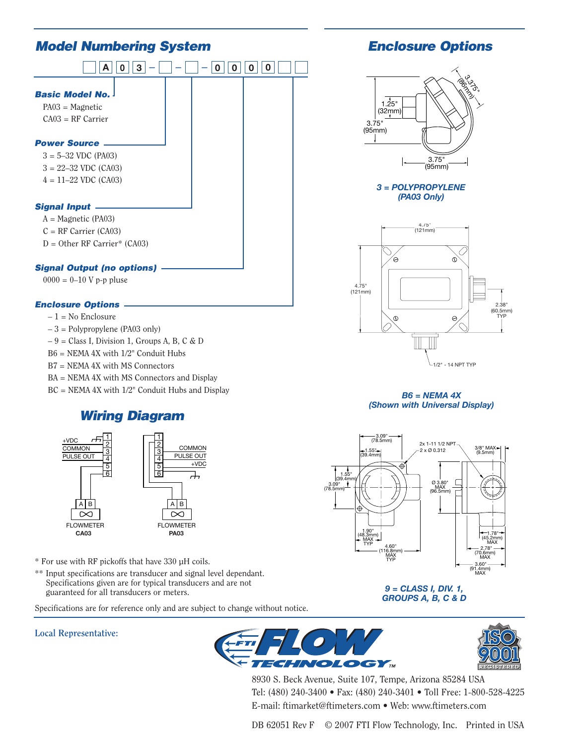## Model Numbering System

☐ A 0 3 – ☐ – ☐ – 0 0 0 0 ☐ ☐

### Basic Model No.

PA03 = Magnetic
CA03 = RF Carrier

### Power Source

3 = 5–32 VDC (PA03)
3 = 22–32 VDC (CA03)
4 = 11–22 VDC (CA03)

### Signal Input

A = Magnetic (PA03)
C = RF Carrier (CA03)
D = Other RF Carrier* (CA03)

### Signal Output (no options)

0000 = 0–10 V p-p pluse

### Enclosure Options

– 1 = No Enclosure
– 3 = Polypropylene (PA03 only)
– 9 = Class I, Division 1, Groups A, B, C & D
B6 = NEMA 4X with 1/2" Conduit Hubs
B7 = NEMA 4X with MS Connectors
BA = NEMA 4X with MS Connectors and Display
BC = NEMA 4X with 1/2" Conduit Hubs and Display

## Wiring Diagram

+VDC
COMMON
PULSE OUT
1 2 3 4 5 6
A B
FLOWMETER
**CA03**

1 2 3 4 5 6
COMMON
PULSE OUT
+VDC
A B
FLOWMETER
**PA03**

\* For use with RF pickoffs that have 330 μH coils.

\*\* Input specifications are transducer and signal level dependant. Specifications given are for typical transducers and are not guaranteed for all transducers or meters.

Specifications are for reference only and are subject to change without notice.

## Enclosure Options

3.375" (86mm)
1.25" (32mm)
3.75" (95mm)
3.75" (95mm)

**3 = POLYPROPYLENE (PA03 Only)**

4.75" (121mm)
4.75" (121mm)
2.38" (60.5mm) TYP
1/2" - 14 NPT TYP

**B6 = NEMA 4X (Shown with Universal Display)**

3.09" (78.5mm)
1.55" (39.4mm)
1.55" (39.4mm)
3.09" (78.5mm)
2x 1-11 1/2 NPT
2 x Ø 0.312
Ø 3.80" MAX (96.5mm)
3/8" MAX (9.5mm)
1.90" (48.3mm) MAX TYP
4.60" (116.8mm) MAX TYP
1.78" (45.2mm) MAX
2.78" (70.6mm) MAX
3.60" (91.4mm) MAX

**9 = CLASS I, DIV. 1, GROUPS A, B, C & D**

Local Representative:

FTI FLOW TECHNOLOGY™

ISO 9001 REGISTERED

8930 S. Beck Avenue, Suite 107, Tempe, Arizona 85284 USA
Tel: (480) 240-3400 • Fax: (480) 240-3401 • Toll Free: 1-800-528-4225
E-mail: ftimarket@ftimeters.com • Web: www.ftimeters.com

DB 62051 Rev F © 2007 FTI Flow Technology, Inc. Printed in USA